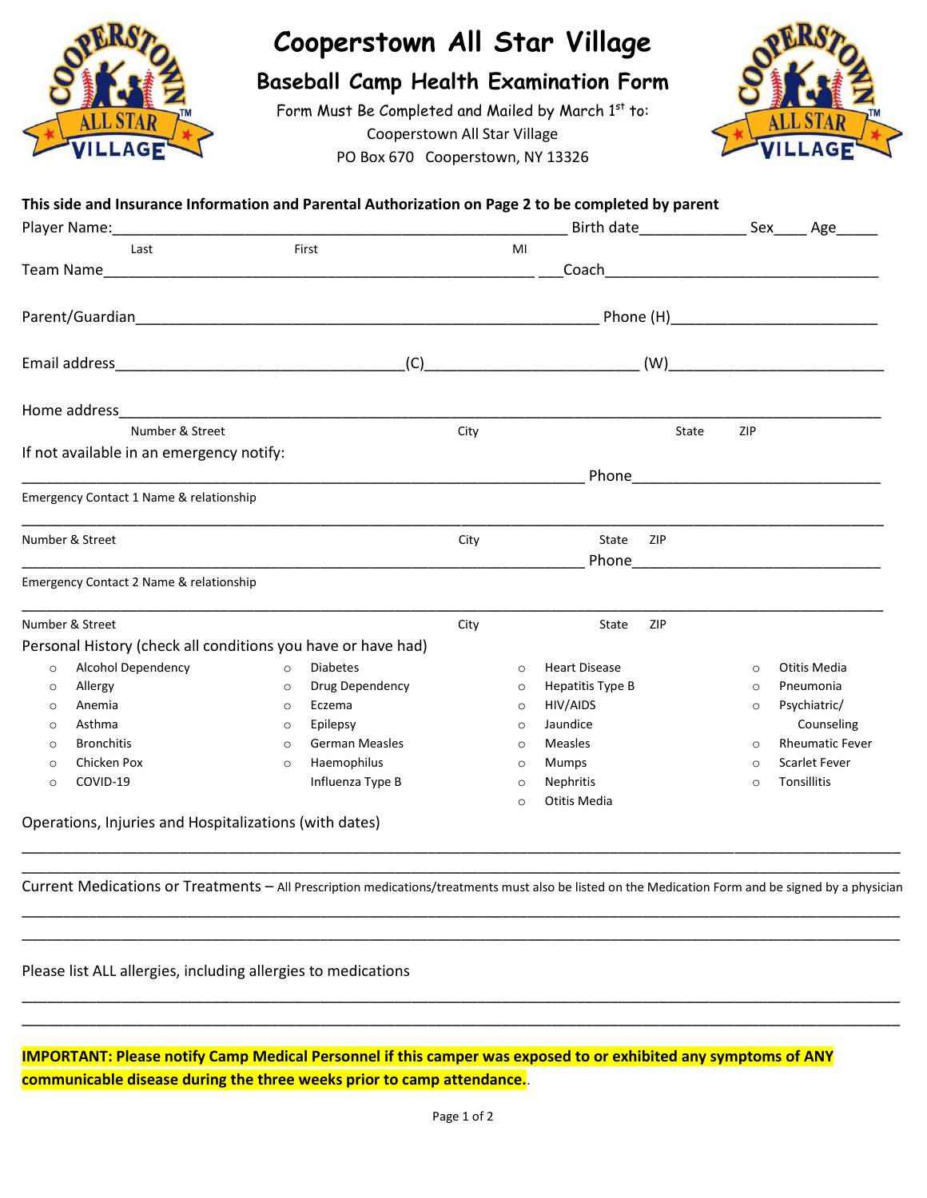# Cooperstown All Star Village

## Baseball Camp Health Examination Form

Form Must Be Completed and Mailed by March 1st to:
Cooperstown All Star Village
PO Box 670 Cooperstown, NY 13326

**This side and Insurance Information and Parental Authorization on Page 2 to be completed by parent**

Player Name:____________________________________________________ Birth date____________ Sex____ Age_____
Last First MI

Team Name________________________________________________ ___Coach______________________________

Parent/Guardian_____________________________________________________ Phone (H)_______________________

Email address________________________________(C)_______________________ (W)________________________

Home address_____________________________________________________________________________________
Number & Street City State ZIP

If not available in an emergency notify:

________________________________________________________________ Phone____________________________
Emergency Contact 1 Name & relationship

_____________________________________________________________________________________________
Number & Street City State ZIP

________________________________________________________________ Phone____________________________
Emergency Contact 2 Name & relationship

_____________________________________________________________________________________________
Number & Street City State ZIP

Personal History (check all conditions you have or have had)

- ○ Alcohol Dependency
- ○ Allergy
- ○ Anemia
- ○ Asthma
- ○ Bronchitis
- ○ Chicken Pox
- ○ COVID-19
- ○ Diabetes
- ○ Drug Dependency
- ○ Eczema
- ○ Epilepsy
- ○ German Measles
- ○ Haemophilus Influenza Type B
- ○ Heart Disease
- ○ Hepatitis Type B
- ○ HIV/AIDS
- ○ Jaundice
- ○ Measles
- ○ Mumps
- ○ Nephritis
- ○ Otitis Media
- ○ Otitis Media
- ○ Pneumonia
- ○ Psychiatric/ Counseling
- ○ Rheumatic Fever
- ○ Scarlet Fever
- ○ Tonsillitis

Operations, Injuries and Hospitalizations (with dates)

_____________________________________________________________________________________________
_____________________________________________________________________________________________

Current Medications or Treatments – All Prescription medications/treatments must also be listed on the Medication Form and be signed by a physician

_____________________________________________________________________________________________
_____________________________________________________________________________________________

Please list ALL allergies, including allergies to medications

_____________________________________________________________________________________________
_____________________________________________________________________________________________

**IMPORTANT: Please notify Camp Medical Personnel if this camper was exposed to or exhibited any symptoms of ANY communicable disease during the three weeks prior to camp attendance.**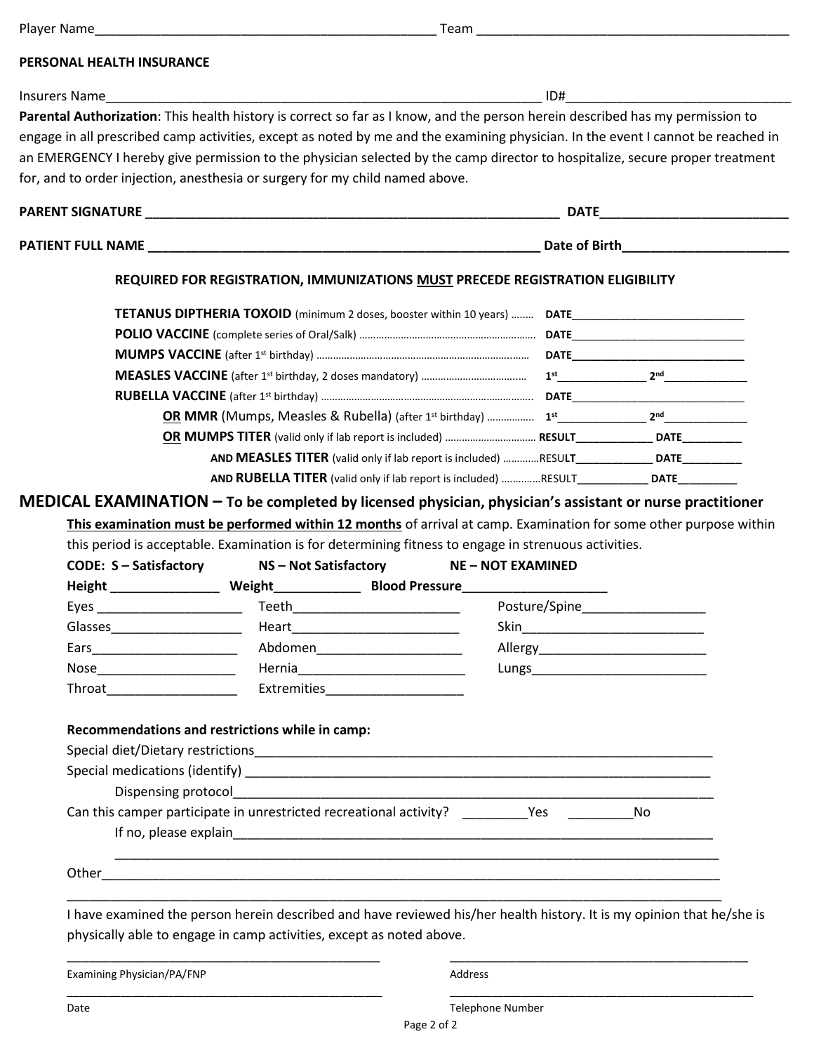Player Name_______________________________________________ Team ___________________________________________

**PERSONAL HEALTH INSURANCE**

Insurers Name______________________________________________________________ ID#_______________________________

**Parental Authorization**: This health history is correct so far as I know, and the person herein described has my permission to engage in all prescribed camp activities, except as noted by me and the examining physician. In the event I cannot be reached in an EMERGENCY I hereby give permission to the physician selected by the camp director to hospitalize, secure proper treatment for, and to order injection, anesthesia or surgery for my child named above.

**PARENT SIGNATURE ___________________________________________________________ DATE__________________________**

**PATIENT FULL NAME ______________________________________________________ Date of Birth______________________**

**REQUIRED FOR REGISTRATION, IMMUNIZATIONS <u>MUST</u> PRECEDE REGISTRATION ELIGIBILITY**

**TETANUS DIPTHERIA TOXOID** (minimum 2 doses, booster within 10 years) …….. **DATE**____________________________

**POLIO VACCINE** (complete series of Oral/Salk) …………………………………………………. **DATE**____________________________

**MUMPS VACCINE** (after 1st birthday) ………………………………………………………………. **DATE**____________________________

**MEASLES VACCINE** (after 1st birthday, 2 doses mandatory) ……………………………….. **1st**______________ **2nd**______________

**RUBELLA VACCINE** (after 1st birthday) ………………………………………………………………. **DATE**____________________________

**OR MMR** (Mumps, Measles & Rubella) (after 1st birthday) ……………. **1st**______________ **2nd**______________

**OR MUMPS TITER** (valid only if lab report is included) ……………………………. **RESULT**____________ **DATE**_________

**AND MEASLES TITER** (valid only if lab report is included) ………….**RESULT**____________ **DATE**_________

**AND RUBELLA TITER** (valid only if lab report is included) ………….**RESULT**___________ **DATE**_________

## MEDICAL EXAMINATION – To be completed by licensed physician, physician's assistant or nurse practitioner

**<u>This examination must be performed within 12 months</u>** of arrival at camp. Examination for some other purpose within this period is acceptable. Examination is for determining fitness to engage in strenuous activities.

**CODE: S – Satisfactory NS – Not Satisfactory NE – NOT EXAMINED**

**Height _______________ Weight____________ Blood Pressure____________________**

Eyes ____________________ Teeth_______________________ Posture/Spine_________________

Glasses__________________ Heart_______________________ Skin_________________________

Ears____________________ Abdomen___________________ Allergy_______________________

Nose___________________ Hernia_______________________ Lungs________________________

Throat__________________ Extremities___________________

**Recommendations and restrictions while in camp:**

Special diet/Dietary restrictions________________________________________________________________

Special medications (identify) _________________________________________________________________

Dispensing protocol_______________________________________________________________________

Can this camper participate in unrestricted recreational activity? _________Yes _________No

If no, please explain_______________________________________________________________________

___________________________________________________________________________________

Other______________________________________________________________________________________

__________________________________________________________________________________________

I have examined the person herein described and have reviewed his/her health history. It is my opinion that he/she is physically able to engage in camp activities, except as noted above.

_____________________________________________ _____________________________________________

Examining Physician/PA/FNP Address

_____________________________________________ _____________________________________________

Date Telephone Number